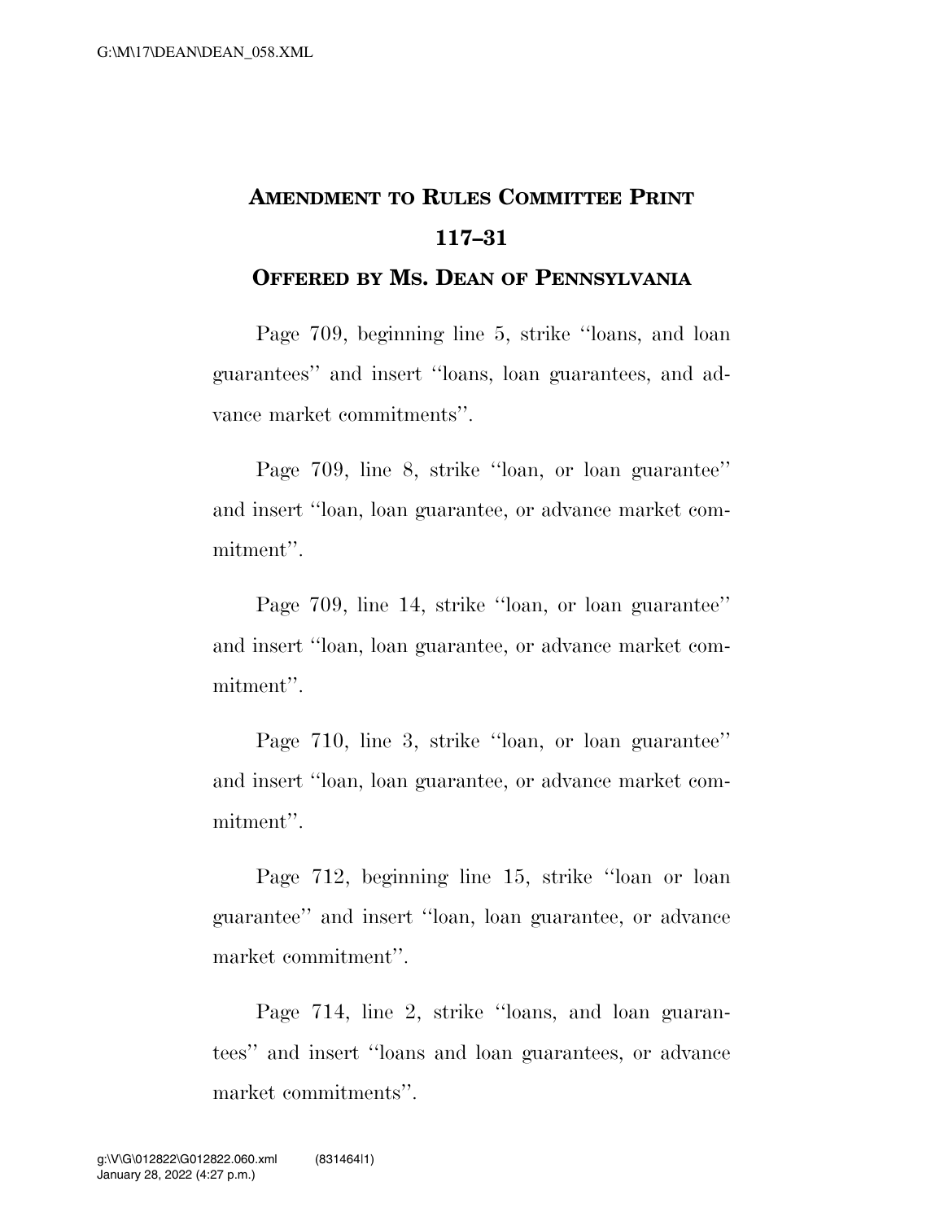# AMENDMENT TO RULES COMMITTEE PRINT 117–31

## OFFERED BY MS. DEAN OF PENNSYLVANIA

Page 709, beginning line 5, strike "loans, and loan guarantees" and insert "loans, loan guarantees, and advance market commitments".

Page 709, line 8, strike "loan, or loan guarantee" and insert "loan, loan guarantee, or advance market commitment".

Page 709, line 14, strike "loan, or loan guarantee" and insert "loan, loan guarantee, or advance market commitment".

Page 710, line 3, strike "loan, or loan guarantee" and insert "loan, loan guarantee, or advance market commitment".

Page 712, beginning line 15, strike "loan or loan guarantee" and insert "loan, loan guarantee, or advance market commitment".

Page 714, line 2, strike "loans, and loan guarantees" and insert "loans and loan guarantees, or advance market commitments".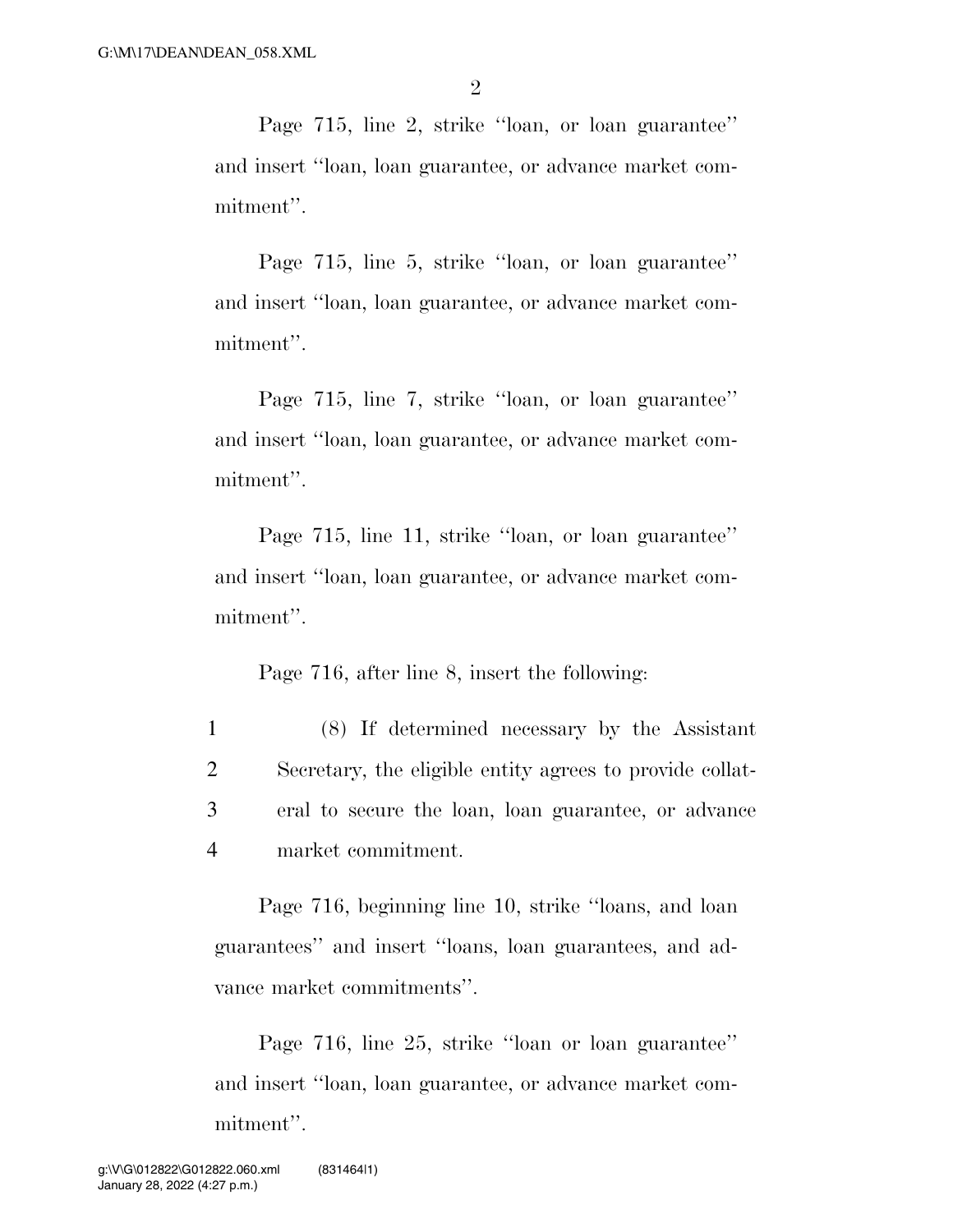Page 715, line 2, strike ''loan, or loan guarantee'' and insert ''loan, loan guarantee, or advance market commitment''.

Page 715, line 5, strike ''loan, or loan guarantee'' and insert ''loan, loan guarantee, or advance market commitment''.

Page 715, line 7, strike ''loan, or loan guarantee'' and insert ''loan, loan guarantee, or advance market commitment''.

Page 715, line 11, strike ''loan, or loan guarantee'' and insert ''loan, loan guarantee, or advance market commitment''.

Page 716, after line 8, insert the following:

1 (8) If determined necessary by the Assistant
2 Secretary, the eligible entity agrees to provide collat-
3 eral to secure the loan, loan guarantee, or advance
4 market commitment.

Page 716, beginning line 10, strike ''loans, and loan guarantees'' and insert ''loans, loan guarantees, and advance market commitments''.

Page 716, line 25, strike ''loan or loan guarantee'' and insert ''loan, loan guarantee, or advance market commitment''.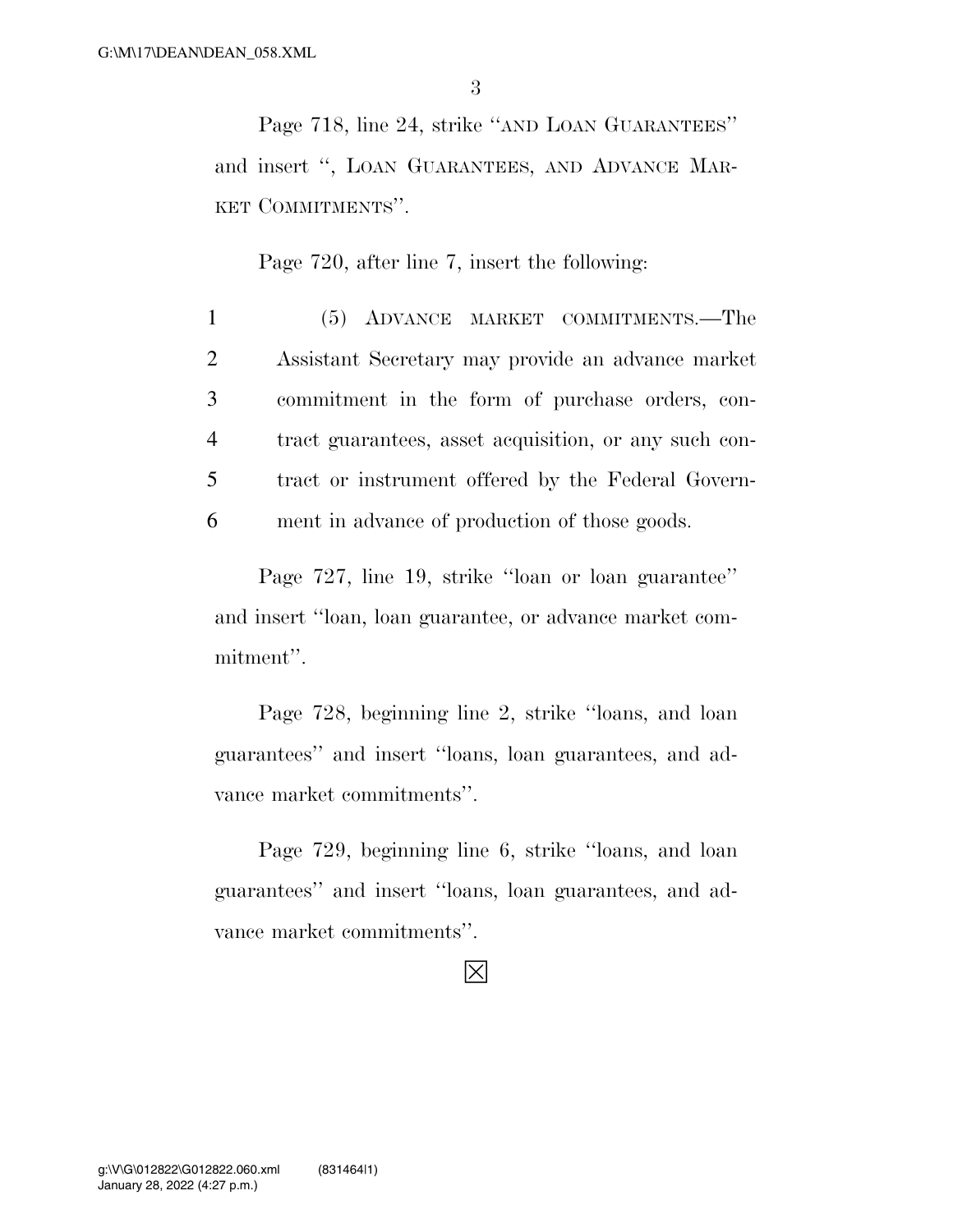Page 718, line 24, strike ''AND LOAN GUARANTEES'' and insert '', LOAN GUARANTEES, AND ADVANCE MARKET COMMITMENTS''.

Page 720, after line 7, insert the following:

1 (5) ADVANCE MARKET COMMITMENTS.—The
2 Assistant Secretary may provide an advance market
3 commitment in the form of purchase orders, con-
4 tract guarantees, asset acquisition, or any such con-
5 tract or instrument offered by the Federal Govern-
6 ment in advance of production of those goods.

Page 727, line 19, strike ''loan or loan guarantee'' and insert ''loan, loan guarantee, or advance market commitment''.

Page 728, beginning line 2, strike ''loans, and loan guarantees'' and insert ''loans, loan guarantees, and advance market commitments''.

Page 729, beginning line 6, strike ''loans, and loan guarantees'' and insert ''loans, loan guarantees, and advance market commitments''.

☒